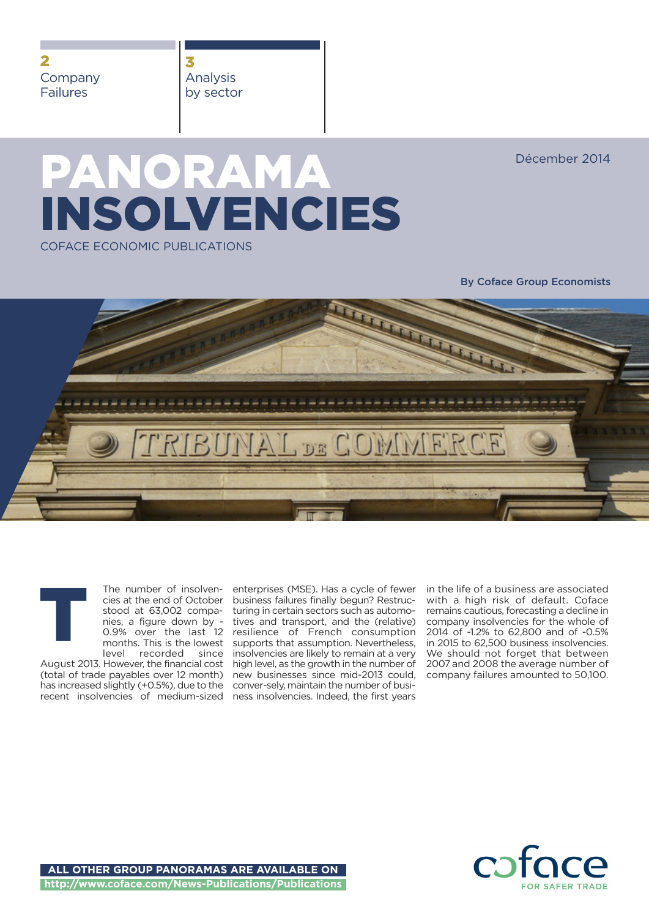2 Company Failures

3 Analysis by sector

# PANORAMA INSOLVENCIES

COFACE ECONOMIC PUBLICATIONS

Décember 2014

**By Coface Group Economists**

The number of insolvencies at the end of October stood at 63,002 companies, a figure down by -0.9% over the last 12 months. This is the lowest level recorded since August 2013. However, the financial cost (total of trade payables over 12 month) has increased slightly (+0.5%), due to the recent insolvencies of medium-sized enterprises (MSE). Has a cycle of fewer business failures finally begun? Restructuring in certain sectors such as automotives and transport, and the (relative) resilience of French consumption supports that assumption. Nevertheless, insolvencies are likely to remain at a very high level, as the growth in the number of new businesses since mid-2013 could, conver-sely, maintain the number of business insolvencies. Indeed, the first years in the life of a business are associated with a high risk of default. Coface remains cautious, forecasting a decline in company insolvencies for the whole of 2014 of -1.2% to 62,800 and of -0.5% in 2015 to 62,500 business insolvencies. We should not forget that between 2007 and 2008 the average number of company failures amounted to 50,100.

**ALL OTHER GROUP PANORAMAS ARE AVAILABLE ON**
**http://www.coface.com/News-Publications/Publications**

coface FOR SAFER TRADE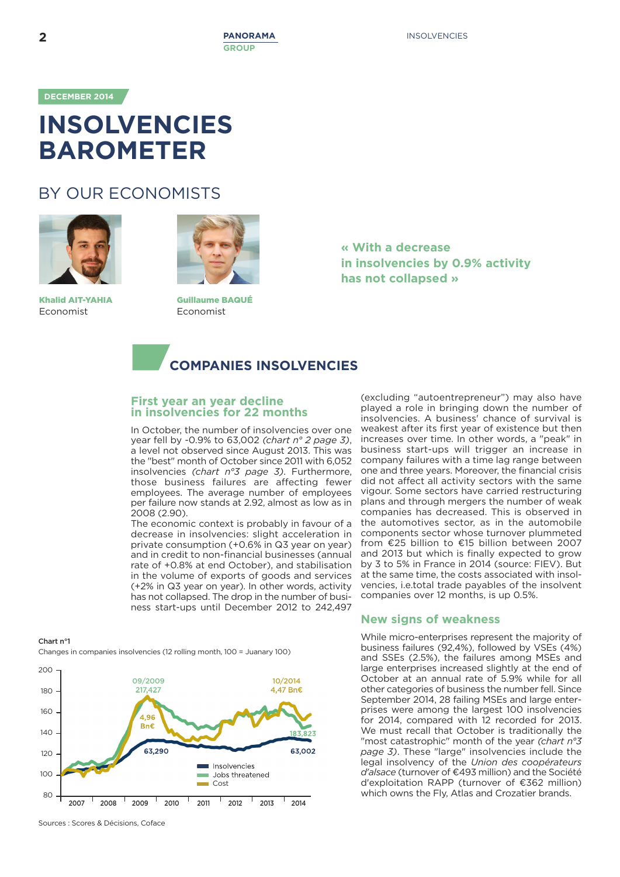DECEMBER 2014

# INSOLVENCIES BAROMETER

## BY OUR ECONOMISTS

**Khalid AIT-YAHIA**
Economist

**Guillaume BAQUÉ**
Economist

**« With a decrease in insolvencies by 0.9% activity has not collapsed »**

## COMPANIES INSOLVENCIES

### First year an year decline in insolvencies for 22 months

In October, the number of insolvencies over one year fell by -0.9% to 63,002 *(chart n° 2 page 3)*, a level not observed since August 2013. This was the "best" month of October since 2011 with 6,052 insolvencies *(chart n°3 page 3)*. Furthermore, those business failures are affecting fewer employees. The average number of employees per failure now stands at 2.92, almost as low as in 2008 (2.90).

The economic context is probably in favour of a decrease in insolvencies: slight acceleration in private consumption (+0.6% in Q3 year on year) and in credit to non-financial businesses (annual rate of +0.8% at end October), and stabilisation in the volume of exports of goods and services (+2% in Q3 year on year). In other words, activity has not collapsed. The drop in the number of business start-ups until December 2012 to 242,497 (excluding "autoentrepreneur") may also have played a role in bringing down the number of insolvencies. A business' chance of survival is weakest after its first year of existence but then increases over time. In other words, a "peak" in business start-ups will trigger an increase in company failures with a time lag range between one and three years. Moreover, the financial crisis did not affect all activity sectors with the same vigour. Some sectors have carried restructuring plans and through mergers the number of weak companies has decreased. This is observed in the automotives sector, as in the automobile components sector whose turnover plummeted from €25 billion to €15 billion between 2007 and 2013 but which is finally expected to grow by 3 to 5% in France in 2014 (source: FIEV). But at the same time, the costs associated with insolvencies, i.e.total trade payables of the insolvent companies over 12 months, is up 0.5%.

### New signs of weakness

While micro-enterprises represent the majority of business failures (92,4%), followed by VSEs (4%) and SSEs (2.5%), the failures among MSEs and large enterprises increased slightly at the end of October at an annual rate of 5.9% while for all other categories of business the number fell. Since September 2014, 28 failing MSEs and large enterprises were among the largest 100 insolvencies for 2014, compared with 12 recorded for 2013. We must recall that October is traditionally the "most catastrophic" month of the year *(chart n°3 page 3)*. These "large" insolvencies include the legal insolvency of the *Union des coopérateurs d'alsace* (turnover of €493 million) and the Société d'exploitation RAPP (turnover of €362 million) which owns the Fly, Atlas and Crozatier brands.

**Chart n°1**
Changes in companies insolvencies (12 rolling month, 100 = Juanary 100)

Chart annotations: 09/2009 217,427; 4,96 Bn€; 63,290; 10/2014 4,47 Bn€; 183,823; 63,002. Legend: Insolvencies, Jobs threatened, Cost. Axis: 80–200; 2007–2014.

Sources : Scores & Décisions, Coface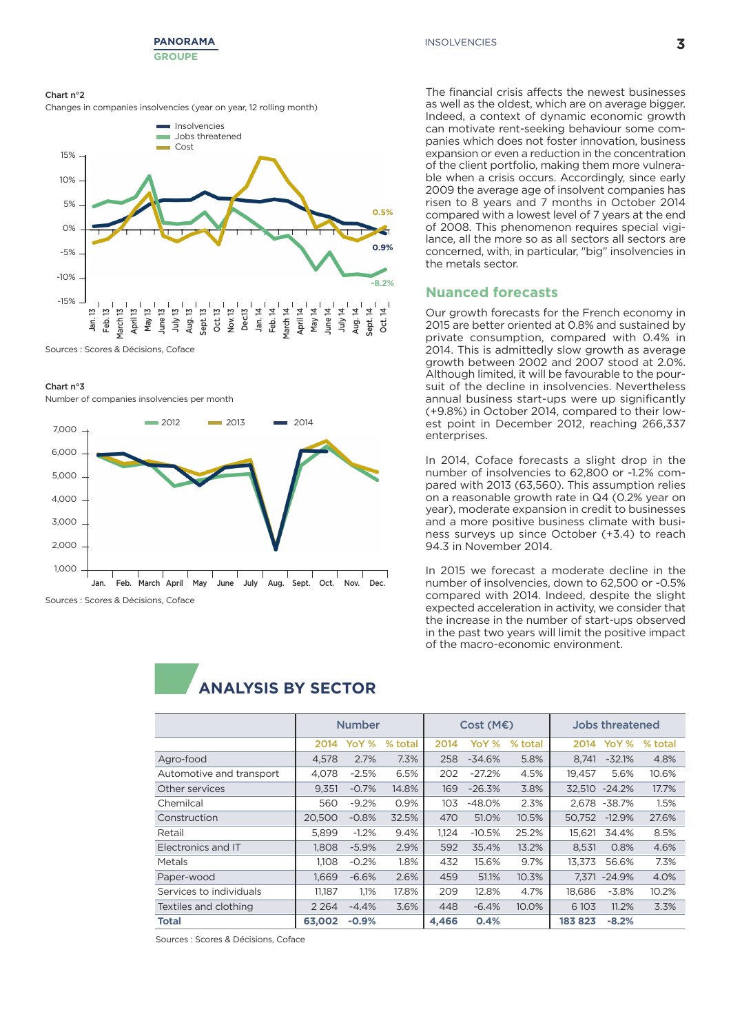Chart n°2

Changes in companies insolvencies (year on year, 12 rolling month)

Sources : Scores & Décisions, Coface

Chart n°3

Number of companies insolvencies per month

Sources : Scores & Décisions, Coface

The financial crisis affects the newest businesses as well as the oldest, which are on average bigger. Indeed, a context of dynamic economic growth can motivate rent-seeking behaviour some companies which does not foster innovation, business expansion or even a reduction in the concentration of the client portfolio, making them more vulnerable when a crisis occurs. Accordingly, since early 2009 the average age of insolvent companies has risen to 8 years and 7 months in October 2014 compared with a lowest level of 7 years at the end of 2008. This phenomenon requires special vigilance, all the more so as all sectors all sectors are concerned, with, in particular, "big" insolvencies in the metals sector.

## Nuanced forecasts

Our growth forecasts for the French economy in 2015 are better oriented at 0.8% and sustained by private consumption, compared with 0.4% in 2014. This is admittedly slow growth as average growth between 2002 and 2007 stood at 2.0%. Although limited, it will be favourable to the poursuit of the decline in insolvencies. Nevertheless annual business start-ups were up significantly (+9.8%) in October 2014, compared to their lowest point in December 2012, reaching 266,337 enterprises.

In 2014, Coface forecasts a slight drop in the number of insolvencies to 62,800 or -1.2% compared with 2013 (63,560). This assumption relies on a reasonable growth rate in Q4 (0.2% year on year), moderate expansion in credit to businesses and a more positive business climate with business surveys up since October (+3.4) to reach 94.3 in November 2014.

In 2015 we forecast a moderate decline in the number of insolvencies, down to 62,500 or -0.5% compared with 2014. Indeed, despite the slight expected acceleration in activity, we consider that the increase in the number of start-ups observed in the past two years will limit the positive impact of the macro-economic environment.

# ANALYSIS BY SECTOR

| | Number | | | Cost (M€) | | | Jobs threatened | | |
|---|---|---|---|---|---|---|---|---|---|
| | 2014 | YoY % | % total | 2014 | YoY % | % total | 2014 | YoY % | % total |
| Agro-food | 4,578 | 2.7% | 7.3% | 258 | -34.6% | 5.8% | 8,741 | -32.1% | 4.8% |
| Automotive and transport | 4,078 | -2.5% | 6.5% | 202 | -27.2% | 4.5% | 19,457 | 5.6% | 10.6% |
| Other services | 9,351 | -0.7% | 14.8% | 169 | -26.3% | 3.8% | 32,510 | -24.2% | 17.7% |
| Chemilcal | 560 | -9.2% | 0.9% | 103 | -48.0% | 2.3% | 2,678 | -38.7% | 1.5% |
| Construction | 20,500 | -0.8% | 32.5% | 470 | 51.0% | 10.5% | 50,752 | -12.9% | 27.6% |
| Retail | 5,899 | -1.2% | 9.4% | 1,124 | -10.5% | 25.2% | 15,621 | 34.4% | 8.5% |
| Electronics and IT | 1,808 | -5.9% | 2.9% | 592 | 35.4% | 13.2% | 8,531 | 0.8% | 4.6% |
| Metals | 1,108 | -0.2% | 1.8% | 432 | 15.6% | 9.7% | 13,373 | 56.6% | 7.3% |
| Paper-wood | 1,669 | -6.6% | 2.6% | 459 | 51.1% | 10.3% | 7,371 | -24.9% | 4.0% |
| Services to individuals | 11,187 | 1,1% | 17.8% | 209 | 12.8% | 4.7% | 18,686 | -3.8% | 10.2% |
| Textiles and clothing | 2 264 | -4.4% | 3.6% | 448 | -6.4% | 10.0% | 6 103 | 11.2% | 3.3% |
| **Total** | **63,002** | **-0.9%** | | **4,466** | **0.4%** | | **183 823** | **-8.2%** | |

Sources : Scores & Décisions, Coface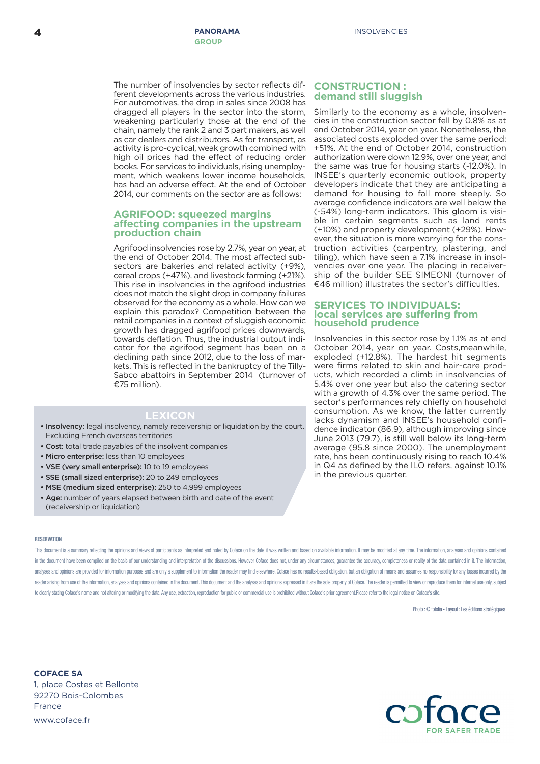The number of insolvencies by sector reflects different developments across the various industries. For automotives, the drop in sales since 2008 has dragged all players in the sector into the storm, weakening particularly those at the end of the chain, namely the rank 2 and 3 part makers, as well as car dealers and distributors. As for transport, as activity is pro-cyclical, weak growth combined with high oil prices had the effect of reducing order books. For services to individuals, rising unemployment, which weakens lower income households, has had an adverse effect. At the end of October 2014, our comments on the sector are as follows:

## AGRIFOOD: squeezed margins affecting companies in the upstream production chain

Agrifood insolvencies rose by 2.7%, year on year, at the end of October 2014. The most affected subsectors are bakeries and related activity (+9%), cereal crops (+47%), and livestock farming (+21%). This rise in insolvencies in the agrifood industries does not match the slight drop in company failures observed for the economy as a whole. How can we explain this paradox? Competition between the retail companies in a context of sluggish economic growth has dragged agrifood prices downwards, towards deflation. Thus, the industrial output indicator for the agrifood segment has been on a declining path since 2012, due to the loss of markets. This is reflected in the bankruptcy of the Tilly-Sabco abattoirs in September 2014 (turnover of €75 million).

## LEXICON

- **Insolvency:** legal insolvency, namely receivership or liquidation by the court. Excluding French overseas territories
- **Cost:** total trade payables of the insolvent companies
- **Micro enterprise:** less than 10 employees
- **VSE (very small enterprise):** 10 to 19 employees
- **SSE (small sized enterprise):** 20 to 249 employees
- **MSE (medium sized enterprise):** 250 to 4,999 employees
- **Age:** number of years elapsed between birth and date of the event (receivership or liquidation)

## CONSTRUCTION : demand still sluggish

Similarly to the economy as a whole, insolvencies in the construction sector fell by 0.8% as at end October 2014, year on year. Nonetheless, the associated costs exploded over the same period: +51%. At the end of October 2014, construction authorization were down 12.9%, over one year, and the same was true for housing starts (-12.0%). In INSEE's quarterly economic outlook, property developers indicate that they are anticipating a demand for housing to fall more steeply. So average confidence indicators are well below the (-54%) long-term indicators. This gloom is visible in certain segments such as land rents (+10%) and property development (+29%). However, the situation is more worrying for the construction activities (carpentry, plastering, and tiling), which have seen a 7.1% increase in insolvencies over one year. The placing in receivership of the builder SEE SIMEONI (turnover of €46 million) illustrates the sector's difficulties.

## SERVICES TO INDIVIDUALS: local services are suffering from household prudence

Insolvencies in this sector rose by 1.1% as at end October 2014, year on year. Costs,meanwhile, exploded (+12.8%). The hardest hit segments were firms related to skin and hair-care products, which recorded a climb in insolvencies of 5.4% over one year but also the catering sector with a growth of 4.3% over the same period. The sector's performances rely chiefly on household consumption. As we know, the latter currently lacks dynamism and INSEE's household confidence indicator (86.9), although improving since June 2013 (79.7), is still well below its long-term average (95.8 since 2000). The unemployment rate, has been continuously rising to reach 10.4% in Q4 as defined by the ILO refers, against 10.1% in the previous quarter.

**RESERVATION**

This document is a summary reflecting the opinions and views of participants as interpreted and noted by Coface on the date it was written and based on available information. It may be modified at any time. The information, analyses and opinions contained in the document have been compiled on the basis of our understanding and interpretation of the discussions. However Coface does not, under any circumstances, guarantee the accuracy, completeness or reality of the data contained in it. The information, analyses and opinions are provided for information purposes and are only a supplement to information the reader may find elsewhere. Coface has no results-based obligation, but an obligation of means and assumes no responsibility for any losses incurred by the reader arising from use of the information, analyses and opinions contained in the document. This document and the analyses and opinions expressed in it are the sole property of Coface. The reader is permitted to view or reproduce them for internal use only, subject to clearly stating Coface's name and not altering or modifying the data. Any use, extraction, reproduction for public or commercial use is prohibited without Coface's prior agreement.Please refer to the legal notice on Coface's site.

Photo : © fotolia - Layout : Les éditions stratégiques

**COFACE SA**
1, place Costes et Bellonte
92270 Bois-Colombes
France
www.coface.fr

coface FOR SAFER TRADE